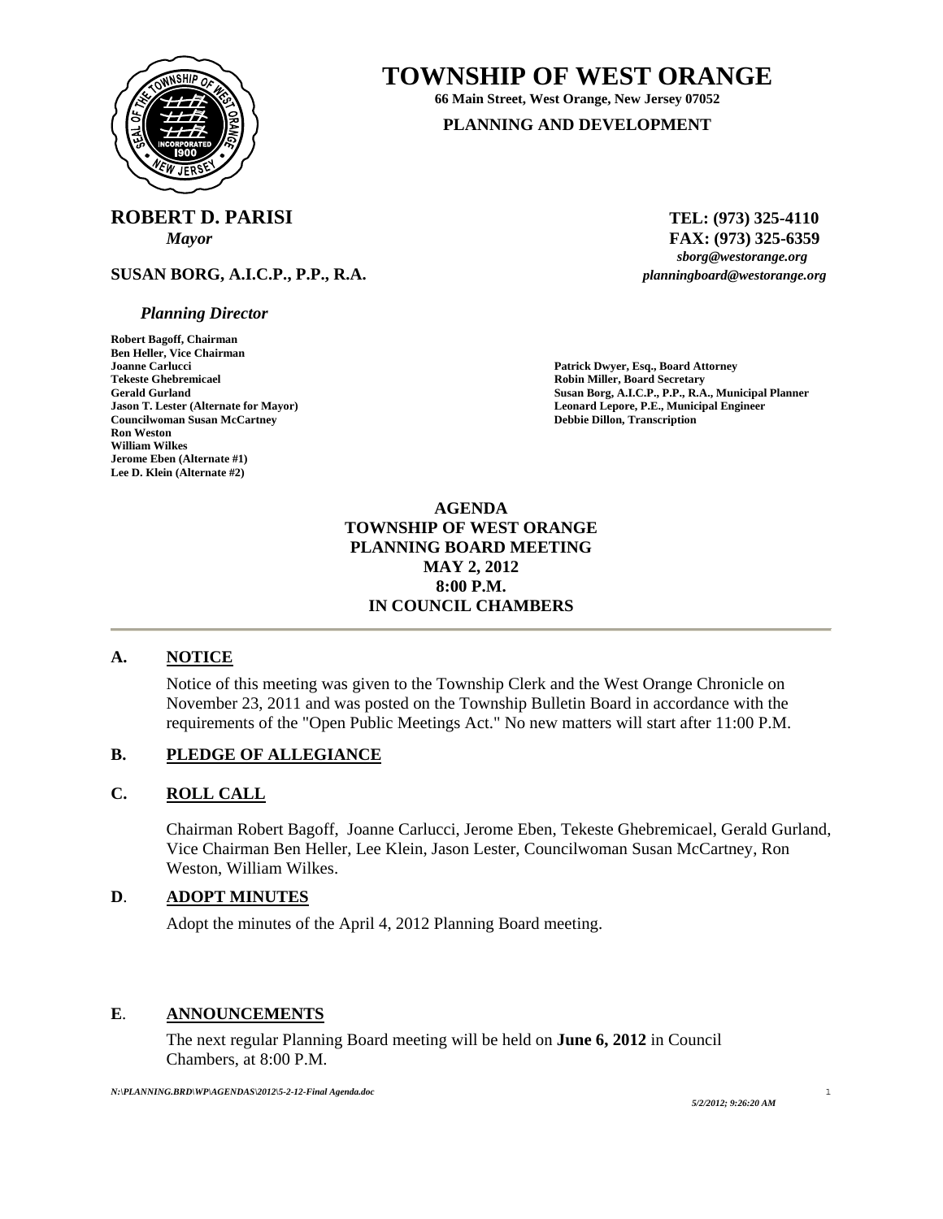# TOWNSHIP OF WEST ORANGE

**66 Main Street, West Orange, New Jersey 07052**

**PLANNING AND DEVELOPMENT**

**ROBERT D. PARISI**
*Mayor*

**TEL: (973) 325-4110**
**FAX: (973) 325-6359**
*sborg@westorange.org*
*planningboard@westorange.org*

**SUSAN BORG, A.I.C.P., P.P., R.A.**
*Planning Director*

**Robert Bagoff, Chairman**
**Ben Heller, Vice Chairman**
**Joanne Carlucci**
**Tekeste Ghebremicael**
**Gerald Gurland**
**Jason T. Lester (Alternate for Mayor)**
**Councilwoman Susan McCartney**
**Ron Weston**
**William Wilkes**
**Jerome Eben (Alternate #1)**
**Lee D. Klein (Alternate #2)**

**Patrick Dwyer, Esq., Board Attorney**
**Robin Miller, Board Secretary**
**Susan Borg, A.I.C.P., P.P., R.A., Municipal Planner**
**Leonard Lepore, P.E., Municipal Engineer**
**Debbie Dillon, Transcription**

**AGENDA**
**TOWNSHIP OF WEST ORANGE**
**PLANNING BOARD MEETING**
**MAY 2, 2012**
**8:00 P.M.**
**IN COUNCIL CHAMBERS**

---

## A. NOTICE

Notice of this meeting was given to the Township Clerk and the West Orange Chronicle on November 23, 2011 and was posted on the Township Bulletin Board in accordance with the requirements of the "Open Public Meetings Act." No new matters will start after 11:00 P.M.

## B. PLEDGE OF ALLEGIANCE

## C. ROLL CALL

Chairman Robert Bagoff, Joanne Carlucci, Jerome Eben, Tekeste Ghebremicael, Gerald Gurland, Vice Chairman Ben Heller, Lee Klein, Jason Lester, Councilwoman Susan McCartney, Ron Weston, William Wilkes.

## D. ADOPT MINUTES

Adopt the minutes of the April 4, 2012 Planning Board meeting.

## E. ANNOUNCEMENTS

The next regular Planning Board meeting will be held on **June 6, 2012** in Council Chambers, at 8:00 P.M.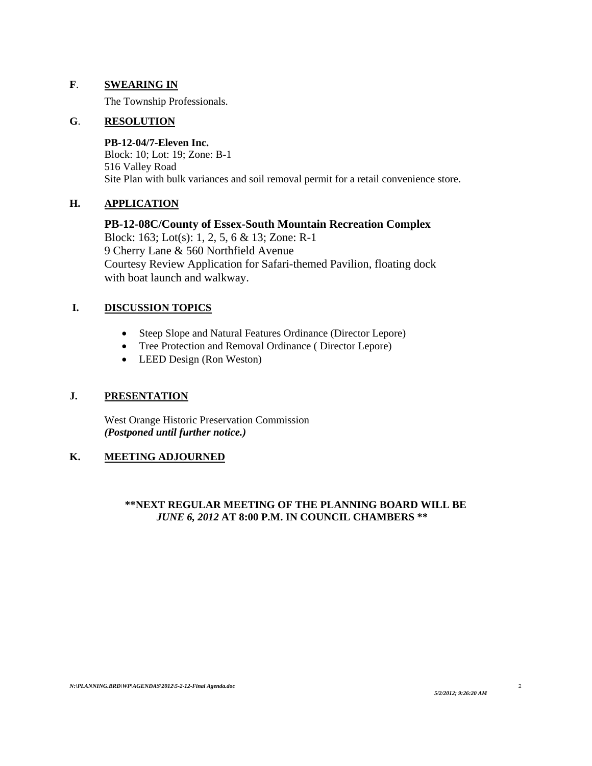## F. SWEARING IN

The Township Professionals.

## G. RESOLUTION

**PB-12-04/7-Eleven Inc.**
Block: 10; Lot: 19; Zone: B-1
516 Valley Road
Site Plan with bulk variances and soil removal permit for a retail convenience store.

## H. APPLICATION

**PB-12-08C/County of Essex-South Mountain Recreation Complex**
Block: 163; Lot(s): 1, 2, 5, 6 & 13; Zone: R-1
9 Cherry Lane & 560 Northfield Avenue
Courtesy Review Application for Safari-themed Pavilion, floating dock with boat launch and walkway.

## I. DISCUSSION TOPICS

- Steep Slope and Natural Features Ordinance (Director Lepore)
- Tree Protection and Removal Ordinance ( Director Lepore)
- LEED Design (Ron Weston)

## J. PRESENTATION

West Orange Historic Preservation Commission
***(Postponed until further notice.)***

## K. MEETING ADJOURNED

**\*\*NEXT REGULAR MEETING OF THE PLANNING BOARD WILL BE *JUNE 6, 2012* AT 8:00 P.M. IN COUNCIL CHAMBERS \*\***

*N:\PLANNING.BRD\WP\AGENDAS\2012\5-2-12-Final Agenda.doc*

*5/2/2012; 9:26:20 AM*